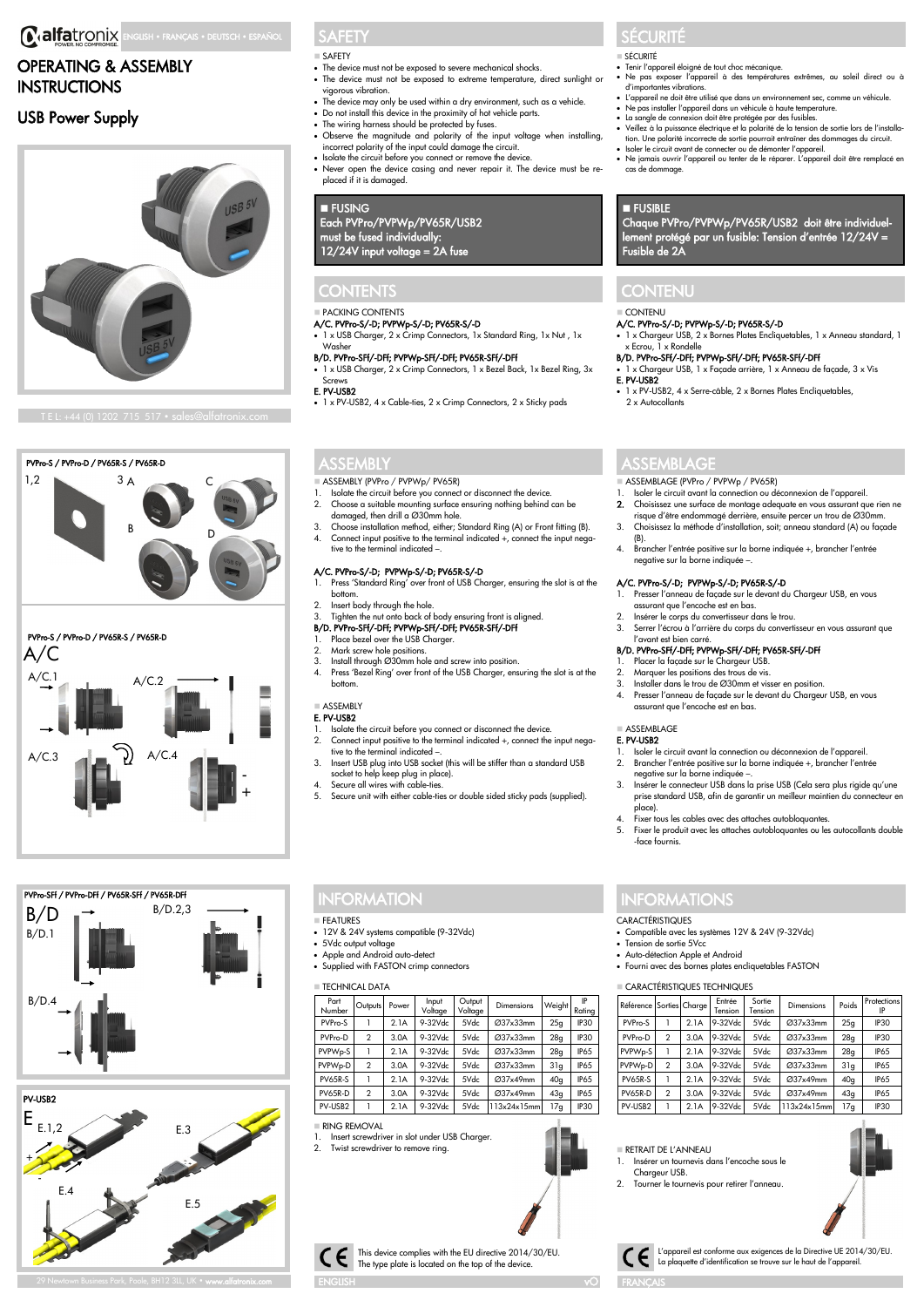alfatronix POWER. NO COMPROMISE. ENGLISH • FRANÇAIS • DEUTSCH • ESPAÑOL

# OPERATING & ASSEMBLY INSTRUCTIONS

## USB Power Supply

TEL: +44 (0) 1202 715 517 • sales@alfatronix.com

PVPro-S / PVPro-D / PV65R-S / PV65R-D

1,2  3 A  B  C  D

PVPro-S / PVPro-D / PV65R-S / PV65R-D

A/C

A/C.1  A/C.2  A/C.3  A/C.4

PVPro-SFf / PVPro-DFf / PV65R-SFf / PV65R-DFf

B/D  B/D.1  B/D.2,3  B/D.4

PV-USB2

E  E.1,2  E.3  E.4  E.5

29 Newtown Business Park, Poole, BH12 3LL, UK • www.alfatronix.com

## SAFETY

SAFETY

- The device must not be exposed to severe mechanical shocks.
- The device must not be exposed to extreme temperature, direct sunlight or vigorous vibration.
- The device may only be used within a dry environment, such as a vehicle.
- Do not install this device in the proximity of hot vehicle parts.
- The wiring harness should be protected by fuses.
- Observe the magnitude and polarity of the input voltage when installing, incorrect polarity of the input could damage the circuit.
- Isolate the circuit before you connect or remove the device.
- Never open the device casing and never repair it. The device must be replaced if it is damaged.

**FUSING**
**Each PVPro/PVPWp/PV65R/USB2 must be fused individually: 12/24V input voltage = 2A fuse**

## CONTENTS

PACKING CONTENTS

**A/C. PVPro-S/-D; PVPWp-S/-D; PV65R-S/-D**

- 1 x USB Charger, 2 x Crimp Connectors, 1x Standard Ring, 1x Nut , 1x Washer

**B/D. PVPro-SFf/-DFf; PVPWp-SFf/-DFf; PV65R-SFf/-DFf**

- 1 x USB Charger, 2 x Crimp Connectors, 1 x Bezel Back, 1x Bezel Ring, 3x Screws

**E. PV-USB2**

- 1 x PV-USB2, 4 x Cable-ties, 2 x Crimp Connectors, 2 x Sticky pads

## ASSEMBLY

ASSEMBLY (PVPro / PVPWp/ PV65R)

1. Isolate the circuit before you connect or disconnect the device.
2. Choose a suitable mounting surface ensuring nothing behind can be damaged, then drill a Ø30mm hole.
3. Choose installation method, either; Standard Ring (A) or Front fitting (B).
4. Connect input positive to the terminal indicated +, connect the input negative to the terminal indicated –.

**A/C. PVPro-S/-D; PVPWp-S/-D; PV65R-S/-D**

1. Press 'Standard Ring' over front of USB Charger, ensuring the slot is at the bottom.
2. Insert body through the hole.
3. Tighten the nut onto back of body ensuring front is aligned.

**B/D. PVPro-SFf/-DFf; PVPWp-SFf/-DFf; PV65R-SFf/-DFf**

1. Place bezel over the USB Charger.
2. Mark screw hole positions.
3. Install through Ø30mm hole and screw into position.
4. Press 'Bezel Ring' over front of the USB Charger, ensuring the slot is at the bottom.

ASSEMBLY

**E. PV-USB2**

1. Isolate the circuit before you connect or disconnect the device.
2. Connect input positive to the terminal indicated +, connect the input negative to the terminal indicated –.
3. Insert USB plug into USB socket (this will be stiffer than a standard USB socket to help keep plug in place).
4. Secure all wires with cable-ties.
5. Secure unit with either cable-ties or double sided sticky pads (supplied).

## INFORMATION

FEATURES

- 12V & 24V systems compatible (9-32Vdc)
- 5Vdc output voltage
- Apple and Android auto-detect
- Supplied with FASTON crimp connectors

TECHNICAL DATA

| Part Number | Outputs | Power | Input Voltage | Output Voltage | Dimensions | Weight | IP Rating |
|---|---|---|---|---|---|---|---|
| PVPro-S | 1 | 2.1A | 9-32Vdc | 5Vdc | Ø37x33mm | 25g | IP30 |
| PVPro-D | 2 | 3.0A | 9-32Vdc | 5Vdc | Ø37x33mm | 28g | IP30 |
| PVPWp-S | 1 | 2.1A | 9-32Vdc | 5Vdc | Ø37x33mm | 28g | IP65 |
| PVPWp-D | 2 | 3.0A | 9-32Vdc | 5Vdc | Ø37x33mm | 31g | IP65 |
| PV65R-S | 1 | 2.1A | 9-32Vdc | 5Vdc | Ø37x49mm | 40g | IP65 |
| PV65R-D | 2 | 3.0A | 9-32Vdc | 5Vdc | Ø37x49mm | 43g | IP65 |
| PV-USB2 | 1 | 2.1A | 9-32Vdc | 5Vdc | 113x24x15mm | 17g | IP30 |

RING REMOVAL

1. Insert screwdriver in slot under USB Charger.
2. Twist screwdriver to remove ring.

CE This device complies with the EU directive 2014/30/EU. The type plate is located on the top of the device.

ENGLISH vO

## SÉCURITÉ

SÉCURITÉ

- Tenir l'appareil éloigné de tout choc mécanique.
- Ne pas exposer l'appareil à des températures extrêmes, au soleil direct ou à d'importantes vibrations.
- L'appareil ne doit être utilisé que dans un environnement sec, comme un véhicule.
- Ne pas installer l'appareil dans un véhicule à haute température.
- La sangle de connexion doit être protégée par des fusibles.
- Veillez à la puissance électrique et la polarité de la tension de sortie lors de l'installation. Une polarité incorrecte de sortie pourrait entraîner des dommages du circuit.
- Isoler le circuit avant de connecter ou de démonter l'appareil.
- Ne jamais ouvrir l'appareil ou tenter de le réparer. L'appareil doit être remplacé en cas de dommage.

**FUSIBLE**
**Chaque PVPro/PVPWp/PV65R/USB2 doit être individuellement protégé par un fusible: Tension d'entrée 12/24V = Fusible de 2A**

## CONTENU

CONTENU

**A/C. PVPro-S/-D; PVPWp-S/-D; PV65R-S/-D**

- 1 x Chargeur USB, 2 x Bornes Plates Encliquetables, 1 x Anneau standard, 1 x Ecrou, 1 x Rondelle

**B/D. PVPro-SFf/-DFf; PVPWp-SFf/-DFf; PV65R-SFf/-DFf**

- 1 x Chargeur USB, 1 x Façade arrière, 1 x Anneau de façade, 3 x Vis

**E. PV-USB2**

- 1 x PV-USB2, 4 x Serre-câble, 2 x Bornes Plates Encliquetables, 2 x Autocollants

## ASSEMBLAGE

ASSEMBLAGE (PVPro / PVPWp / PV65R)

1. Isoler le circuit avant la connection ou déconnexion de l'appareil.
2. Choisissez une surface de montage adequate en vous assurant que rien ne risque d'être endommagé derrière, ensuite percer un trou de Ø30mm.
3. Choisissez la méthode d'installation; anneau standard (A) ou façade (B).
4. Brancher l'entrée positive sur la borne indiquée +, brancher l'entrée negative sur la borne indiquée –.

**A/C. PVPro-S/-D; PVPWp-S/-D; PV65R-S/-D**

1. Presser l'anneau de façade sur le devant du Chargeur USB, en vous assurant que l'encoche est en bas.
2. Insérer le corps du convertisseur dans le trou.
3. Serrer l'écrou à l'arrière du corps du convertisseur en vous assurant que l'avant est bien carré.

**B/D. PVPro-SFf/-DFf; PVPWp-SFf/-DFf; PV65R-SFf/-DFf**

1. Placer la façade sur le Chargeur USB.
2. Marquer les positions des trous de vis.
3. Installer dans le trou de Ø30mm et visser en position.
4. Presser l'anneau de façade sur le devant du Chargeur USB, en vous assurant que l'encoche est en bas.

ASSEMBLAGE

**E. PV-USB2**

1. Isoler le circuit avant la connection ou déconnexion de l'appareil.
2. Brancher l'entrée positive sur la borne indiquée +, brancher l'entrée negative sur la borne indiquée –.
3. Insérer le connecteur USB dans la prise USB (Cela sera plus rigide qu'une prise standard USB, afin de garantir un meilleur maintien du connecteur en place).
4. Fixer tous les cables avec des attaches autobloquantes.
5. Fixer le produit avec les attaches autobloquantes ou les autocollants double -face fournis.

## INFORMATIONS

CARACTÉRISTIQUES

- Compatible avec les systèmes 12V & 24V (9-32Vdc)
- Tension de sortie 5Vcc
- Auto-détection Apple et Android
- Fourni avec des bornes plates encliquetables FASTON

CARACTÉRISTIQUES TECHNIQUES

| Référence | Sorties | Charge | Entrée Tension | Sortie Tension | Dimensions | Poids | Protections IP |
|---|---|---|---|---|---|---|---|
| PVPro-S | 1 | 2.1A | 9-32Vdc | 5Vdc | Ø37x33mm | 25g | IP30 |
| PVPro-D | 2 | 3.0A | 9-32Vdc | 5Vdc | Ø37x33mm | 28g | IP30 |
| PVPWp-S | 1 | 2.1A | 9-32Vdc | 5Vdc | Ø37x33mm | 28g | IP65 |
| PVPWp-D | 2 | 3.0A | 9-32Vdc | 5Vdc | Ø37x33mm | 31g | IP65 |
| PV65R-S | 1 | 2.1A | 9-32Vdc | 5Vdc | Ø37x49mm | 40g | IP65 |
| PV65R-D | 2 | 3.0A | 9-32Vdc | 5Vdc | Ø37x49mm | 43g | IP65 |
| PV-USB2 | 1 | 2.1A | 9-32Vdc | 5Vdc | 113x24x15mm | 17g | IP30 |

RETRAIT DE L'ANNEAU

1. Insérer un tournevis dans l'encoche sous le Chargeur USB.
2. Tourner le tournevis pour retirer l'anneau.

CE L'appareil est conforme aux exigences de la Directive UE 2014/30/EU. La plaquette d'identification se trouve sur le haut de l'appareil.

FRANÇAIS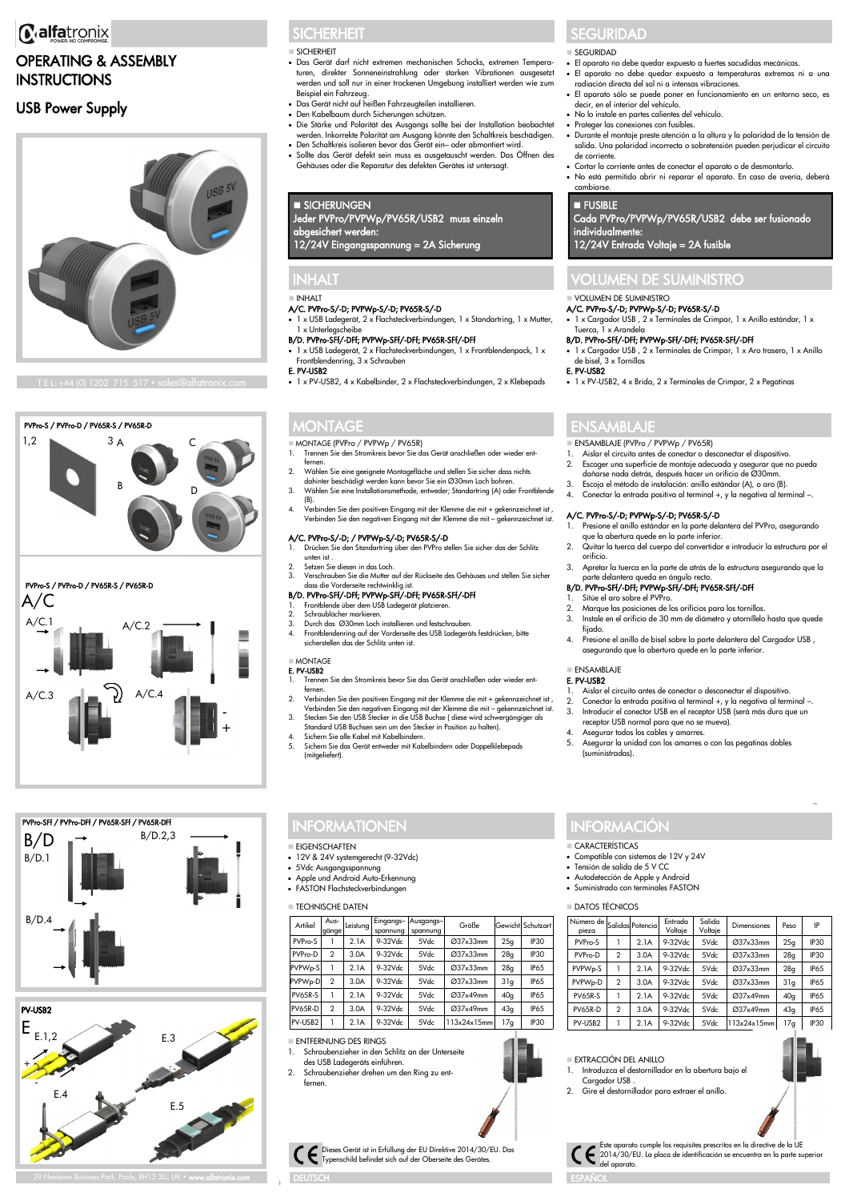# OPERATING & ASSEMBLY INSTRUCTIONS

## USB Power Supply

TEL: +44 (0) 1202 715 517 • sales@alfatronix.com

PVPro-S / PVPro-D / PV65R-S / PV65R-D

1,2

3 A

B

C

D

PVPro-S / PVPro-D / PV65R-S / PV65R-D

A/C

A/C.1

A/C.2

A/C.3

A/C.4

-

+

PVPro-SFf / PVPro-DFf / PV65R-SFf / PV65R-DFf

B/D

B/D.1

B/D.2,3

B/D.4

PV-USB2

E

E.1,2

E.3

E.4

E.5

+

-

29 Newtown Business Park, Poole, BH12 3LL, UK • www.alfatronix.com

## SICHERHEIT

SICHERHEIT

- Das Gerät darf nicht extremen mechanischen Schocks, extremen Temperaturen, direkter Sonneneinstrahlung oder starken Vibrationen ausgesetzt werden und soll nur in einer trockenen Umgebung installiert werden wie zum Beispiel in einem Fahrzeug.
- Das Gerät nicht auf heißen Fahrzeugteilen installieren.
- Den Kabelbaum durch Sicherungen schützen.
- Die Stärke und Polarität des Ausgangs sollte bei der Installation beobachtet werden. Inkorrekte Polarität am Ausgang könnte den Schaltkreis beschädigen.
- Den Schaltkreis isolieren bevor das Gerät ein– oder abmontiert wird.
- Sollte das Gerät defekt sein muss es ausgetauscht werden. Das Öffnen des Gehäuses oder die Reparatur des defekten Gerätes ist untersagt.

**SICHERUNGEN**

**Jeder PVPro/PVPWp/PV65R/USB2 muss einzeln abgesichert werden:**
**12/24V Eingangsspannung = 2A Sicherung**

## INHALT

INHALT

**A/C. PVPro-S/-D; PVPWp-S/-D; PV65R-S/-D**

- 1 x USB Ladegerät, 2 x Flachsteckverbindungen, 1 x Standardring, 1 x Mutter, 1 x Unterlegscheibe

**B/D. PVPro-SFf/-DFf; PVPWp-SFf/-DFf; PV65R-SFf/-DFf**

- 1 x USB Ladegerät, 2 x Flachsteckverbindungen, 1 x Frontblendenpack, 1 x Frontblendenring, 3 x Schrauben

**E. PV-USB2**

- 1 x PV-USB2, 4 x Kabelbinder, 2 x Flachsteckverbindungen, 2 x Klebepads

## MONTAGE

MONTAGE (PVPro / PVPWp / PV65R)

1. Trennen Sie den Stromkreis bevor Sie das Gerät anschließen oder wieder entfernen.
2. Wählen Sie eine geeignete Montagefläche und stellen Sie sicher das nichts dahinter beschädigt werden kann bevor Sie ein Ø30mm Loch bohren.
3. Wählen Sie eine Installationsmethode, entweder; Standardring (A) oder Frontblende (B).
4. Verbinden Sie den positiven Eingang mit der Klemme die mit + gekennzeichnet ist , Verbinden Sie den negativen Eingang mit der Klemme die mit – gekennzeichnet ist.

**A/C. PVPro-S/-D; / PVPWp-S/-D; PV65R-S/-D**

1. Drücken Sie den Standardring über den PVPro stellen Sie sicher das der Schlitz unten ist .
2. Setzen Sie diesen in das Loch.
3. Verschrauben Sie die Mutter auf der Rückseite des Gehäuses und stellen Sie sicher dass die Vorderseite rechtwinklig ist.

**B/D. PVPro-SFf/-DFf; PVPWp-SFf/-DFf; PV65R-SFf/-DFf**

1. Frontblende über dem USB Ladegerät platzieren.
2. Schraublöcher markieren.
3. Durch das Ø30mm Loch installieren und festschrauben.
4. Frontblendenring auf der Vorderseite des USB Ladegeräts festdrücken, bitte sicherstellen das der Schlitz unten ist.

MONTAGE

**E. PV-USB2**

1. Trennen Sie den Stromkreis bevor Sie das Gerät anschließen oder wieder entfernen.
2. Verbinden Sie den positiven Eingang mit der Klemme die mit + gekennzeichnet ist , Verbinden Sie den negativen Eingang mit der Klemme die mit – gekennzeichnet ist.
3. Stecken Sie den USB Stecker in die USB Buchse ( diese wird schwergängiger als Standard USB Buchsen sein um den Stecker in Position zu halten).
4. Sichern Sie alle Kabel mit Kabelbindern.
5. Sichern Sie das Gerät entweder mit Kabelbindern oder Doppelklebepads (mitgeliefert).

## INFORMATIONEN

EIGENSCHAFTEN

- 12V & 24V systemgerecht (9-32Vdc)
- 5Vdc Ausgangsspannung
- Apple und Android Auto-Erkennung
- FASTON Flachsteckverbindungen

TECHNISCHE DATEN

| Artikel | Ausgänge | Leistung | Eingangs–spannung | Ausgangs–spannung | Größe | Gewicht | Schutzart |
|---|---|---|---|---|---|---|---|
| PVPro-S | 1 | 2.1A | 9-32Vdc | 5Vdc | Ø37x33mm | 25g | IP30 |
| PVPro-D | 2 | 3.0A | 9-32Vdc | 5Vdc | Ø37x33mm | 28g | IP30 |
| PVPWp-S | 1 | 2.1A | 9-32Vdc | 5Vdc | Ø37x33mm | 28g | IP65 |
| PVPWp-D | 2 | 3.0A | 9-32Vdc | 5Vdc | Ø37x33mm | 31g | IP65 |
| PV65R-S | 1 | 2.1A | 9-32Vdc | 5Vdc | Ø37x49mm | 40g | IP65 |
| PV65R-D | 2 | 3.0A | 9-32Vdc | 5Vdc | Ø37x49mm | 43g | IP65 |
| PV-USB2 | 1 | 2.1A | 9-32Vdc | 5Vdc | 113x24x15mm | 17g | IP30 |

ENTFERNUNG DES RINGS

1. Schraubenzieher in den Schlitz an der Unterseite des USB Ladegeräts einführen.
2. Schraubenzieher drehen um den Ring zu entfernen.

Dieses Gerät ist in Erfüllung der EU Direktive 2014/30/EU. Das Typenschild befindet sich auf der Oberseite des Gerätes.

DEUTSCH

## SEGURIDAD

SEGURIDAD

- El aparato no debe quedar expuesto a fuertes sacudidas mecánicas.
- El aparato no debe quedar expuesto a temperaturas extremas ni a una radiación directa del sol ni a intensas vibraciones.
- El aparato sólo se puede poner en funcionamiento en un entorno seco, es decir, en el interior del vehículo.
- No lo instale en partes calientes del vehículo.
- Proteger las conexiones con fusibles.
- Durante el montaje preste atención a la altura y la polaridad de la tensión de salida. Una polaridad incorrecta o sobretensión pueden perjudicar el circuito de corriente.
- Cortar la corriente antes de conectar el aparato o de desmontarlo.
- No está permitido abrir ni reparar el aparato. En caso de avería, deberá cambiarse.

**FUSIBLE**

**Cada PVPro/PVPWp/PV65R/USB2 debe ser fusionado individualmente:**
**12/24V Entrada Voltaje = 2A fusible**

## VOLUMEN DE SUMINISTRO

VOLUMEN DE SUMINISTRO

**A/C. PVPro-S/-D; PVPWp-S/-D; PV65R-S/-D**

- 1 x Cargador USB , 2 x Terminales de Crimpar, 1 x Anillo estándar, 1 x Tuerca, 1 x Arandela

**B/D. PVPro-SFf/-DFf; PVPWp-SFf/-DFf; PV65R-SFf/-DFf**

- 1 x Cargador USB , 2 x Terminales de Crimpar, 1 x Aro trasero, 1 x Anillo de bisel, 3 x Tornillos

**E. PV-USB2**

- 1 x PV-USB2, 4 x Brida, 2 x Terminales de Crimpar, 2 x Pegatinas

## ENSAMBLAJE

ENSAMBLAJE (PVPro / PVPWp / PV65R)

1. Aislar el circuito antes de conectar o desconectar el dispositivo.
2. Escoger una superficie de montaje adecuada y asegurar que no pueda dañarse nada detrás, después hacer un orificio de Ø30mm.
3. Escoja el método de instalación: anillo estándar (A), o aro (B).
4. Conectar la entrada positiva al terminal +, y la negativa al terminal –.

**A/C. PVPro-S/-D; PVPWp-S/-D; PV65R-S/-D**

1. Presione el anillo estándar en la parte delantera del PVPro, asegurando que la abertura quede en la parte inferior.
2. Quitar la tuerca del cuerpo del convertidor e introducir la estructura por el orificio.
3. Apretar la tuerca en la parte de atrás de la estructura asegurando que la parte delantera queda en ángulo recto.

**B/D. PVPro-SFf/-DFf; PVPWp-SFf/-DFf; PV65R-SFf/-DFf**

1. Sitúe el aro sobre el PVPro.
2. Marque las posiciones de los orificios para los tornillos.
3. Instale en el orificio de 30 mm de diámetro y atornillelo hasta que quede fijado.
4. Presione el anillo de bisel sobre la parte delantera del Cargador USB , asegurando que la abertura quede en la parte inferior.

ENSAMBLAJE

**E. PV-USB2**

1. Aislar el circuito antes de conectar o desconectar el dispositivo.
2. Conectar la entrada positiva al terminal +, y la negativa al terminal –.
3. Introducir el conector USB en el receptor USB (será más duro que un receptor USB normal para que no se mueva).
4. Asegurar todos los cables y amarres.
5. Asegurar la unidad con los amarres o con las pegatinas dobles (suministradas).

## INFORMACIÓN

CARACTERÍSTICAS

- Compatible con sistemas de 12V y 24V
- Tensión de salida de 5 V CC
- Autodetección de Apple y Android
- Suministrado con terminales FASTON

DATOS TÉCNICOS

| Número de pieza | Salidas | Potencia | Entrada Voltaje | Salida Voltaje | Dimensiones | Peso | IP |
|---|---|---|---|---|---|---|---|
| PVPro-S | 1 | 2.1A | 9-32Vdc | 5Vdc | Ø37x33mm | 25g | IP30 |
| PVPro-D | 2 | 3.0A | 9-32Vdc | 5Vdc | Ø37x33mm | 28g | IP30 |
| PVPWp-S | 1 | 2.1A | 9-32Vdc | 5Vdc | Ø37x33mm | 28g | IP65 |
| PVPWp-D | 2 | 3.0A | 9-32Vdc | 5Vdc | Ø37x33mm | 31g | IP65 |
| PV65R-S | 1 | 2.1A | 9-32Vdc | 5Vdc | Ø37x49mm | 40g | IP65 |
| PV65R-D | 2 | 3.0A | 9-32Vdc | 5Vdc | Ø37x49mm | 43g | IP65 |
| PV-USB2 | 1 | 2.1A | 9-32Vdc | 5Vdc | 113x24x15mm | 17g | IP30 |

EXTRACCIÓN DEL ANILLO

1. Introduzca el destornillador en la abertura bajo el Cargador USB .
2. Gire el destornillador para extraer el anillo.

Este aparato cumple los requisites prescritos en la directive de la UE 2014/30/EU. La placa de identificación se encuentra en la parte superior del aparato.

ESPAÑOL